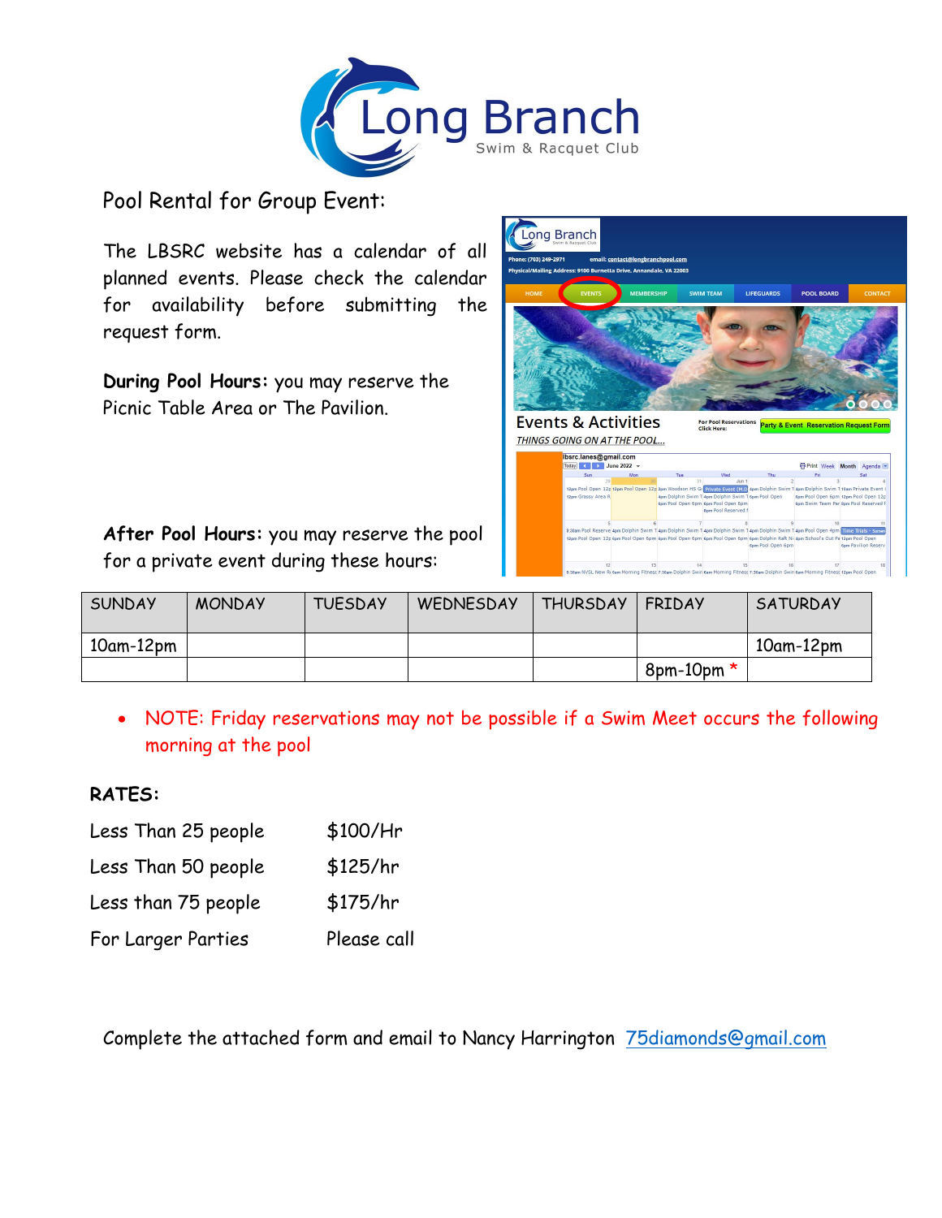# Long Branch

Swim & Racquet Club

## Pool Rental for Group Event:

The LBSRC website has a calendar of all planned events. Please check the calendar for availability before submitting the request form.

**During Pool Hours:** you may reserve the Picnic Table Area or The Pavilion.

**After Pool Hours:** you may reserve the pool for a private event during these hours:

| SUNDAY | MONDAY | TUESDAY | WEDNESDAY | THURSDAY | FRIDAY | SATURDAY |
|---|---|---|---|---|---|---|
| 10am-12pm | | | | | | 10am-12pm |
| | | | | | 8pm-10pm * | |

- NOTE: Friday reservations may not be possible if a Swim Meet occurs the following morning at the pool

**RATES:**

| | |
|---|---|
| Less Than 25 people | $100/Hr |
| Less Than 50 people | $125/hr |
| Less than 75 people | $175/hr |
| For Larger Parties | Please call |

Complete the attached form and email to Nancy Harrington 75diamonds@gmail.com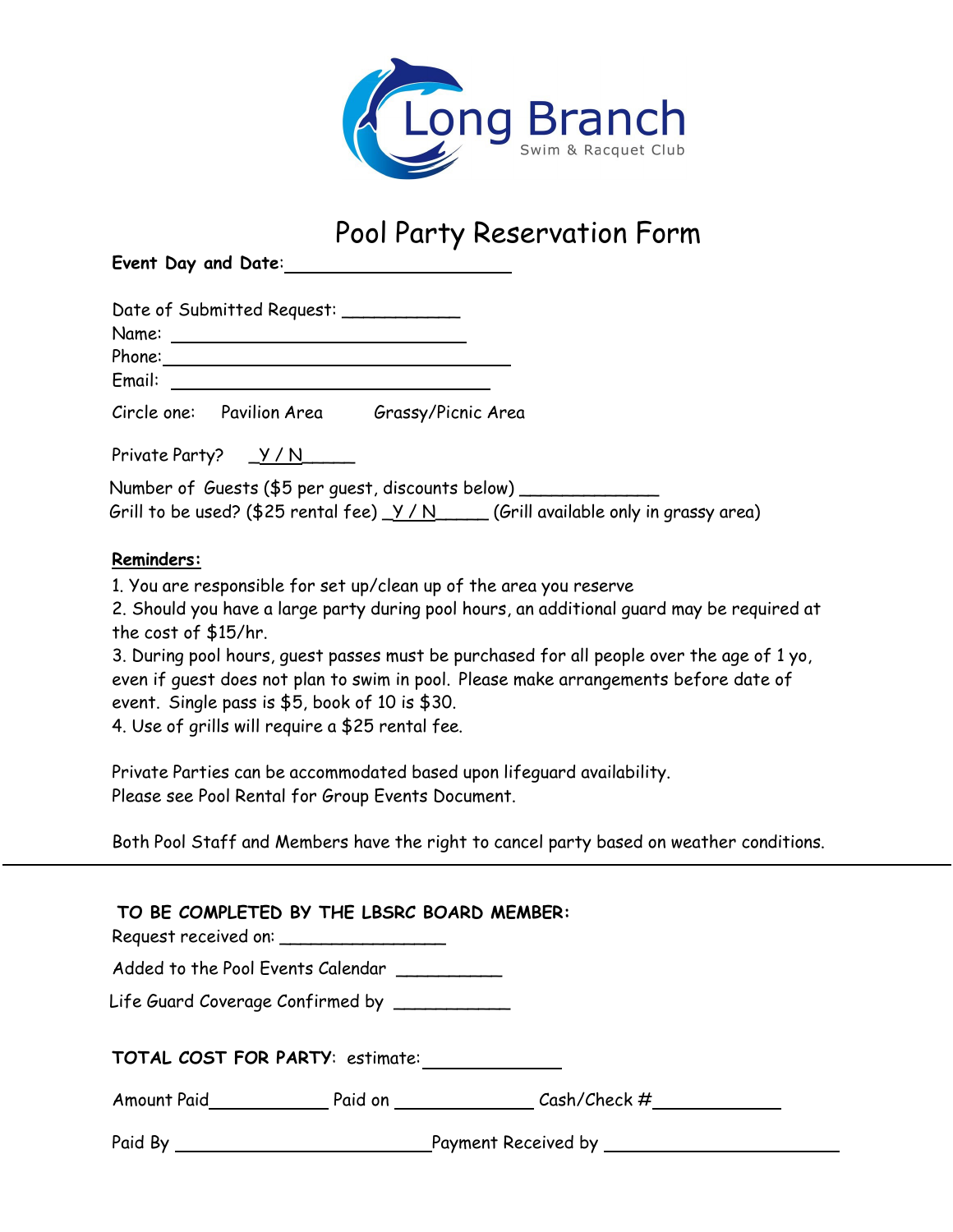Long Branch
Swim & Racquet Club

# Pool Party Reservation Form

**Event Day and Date**:______________________

Date of Submitted Request: ___________
Name: ____________________________
Phone:________________________________
Email: ______________________________

Circle one: Pavilion Area Grassy/Picnic Area

Private Party? _Y / N_____

Number of Guests ($5 per guest, discounts below) _____________
Grill to be used? ($25 rental fee) _Y / N_____ (Grill available only in grassy area)

**Reminders:**

1. You are responsible for set up/clean up of the area you reserve
2. Should you have a large party during pool hours, an additional guard may be required at the cost of $15/hr.
3. During pool hours, guest passes must be purchased for all people over the age of 1 yo, even if guest does not plan to swim in pool. Please make arrangements before date of event. Single pass is $5, book of 10 is $30.
4. Use of grills will require a $25 rental fee.

Private Parties can be accommodated based upon lifeguard availability.
Please see Pool Rental for Group Events Document.

Both Pool Staff and Members have the right to cancel party based on weather conditions.

---

**TO BE COMPLETED BY THE LBSRC BOARD MEMBER:**

Request received on: ________________

Added to the Pool Events Calendar __________

Life Guard Coverage Confirmed by ___________

**TOTAL COST FOR PARTY**: estimate:_____________

Amount Paid___________ Paid on _____________ Cash/Check #____________

Paid By ________________________Payment Received by ______________________